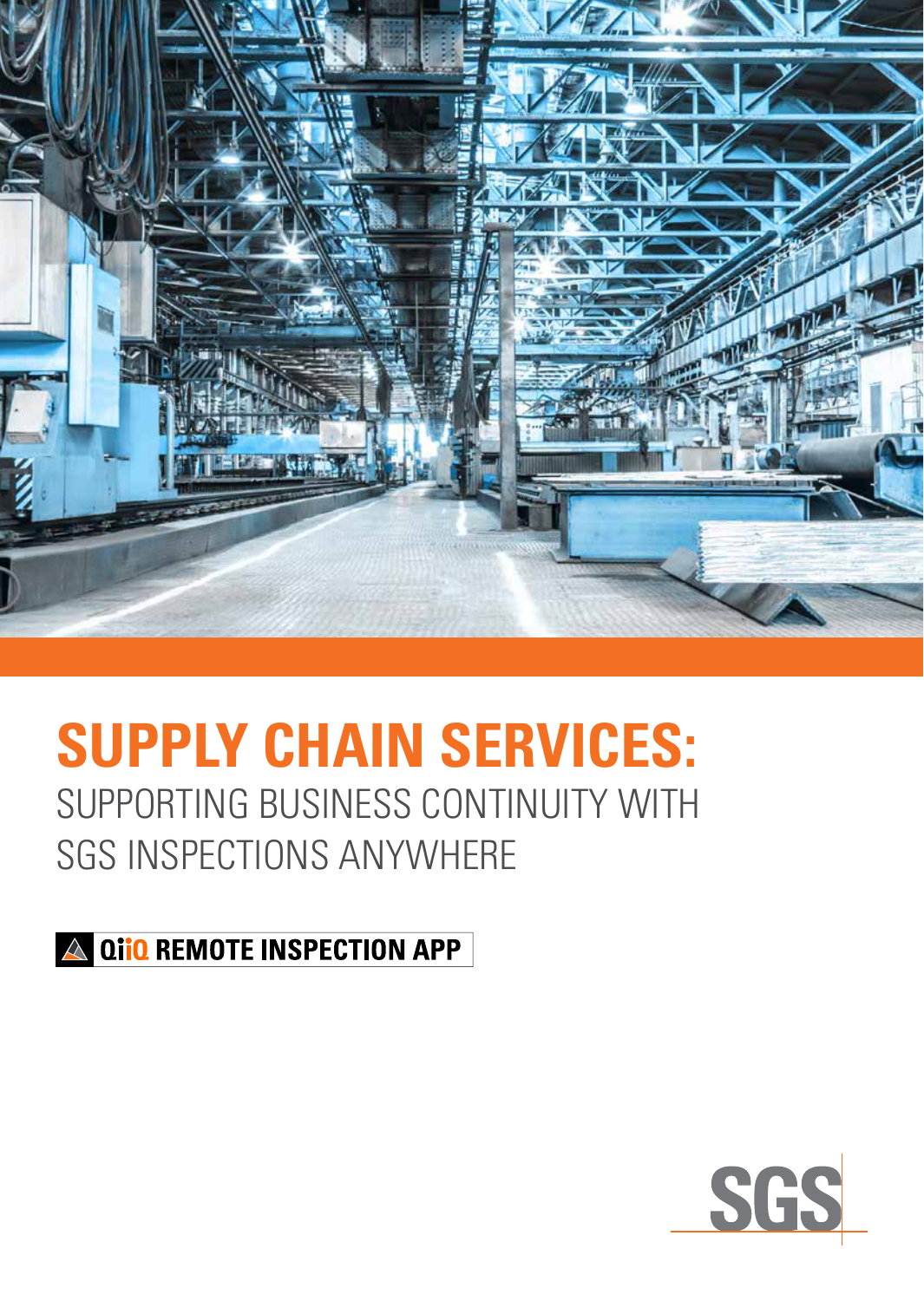# SUPPLY CHAIN SERVICES:

SUPPORTING BUSINESS CONTINUITY WITH SGS INSPECTIONS ANYWHERE

**QiiQ REMOTE INSPECTION APP**

SGS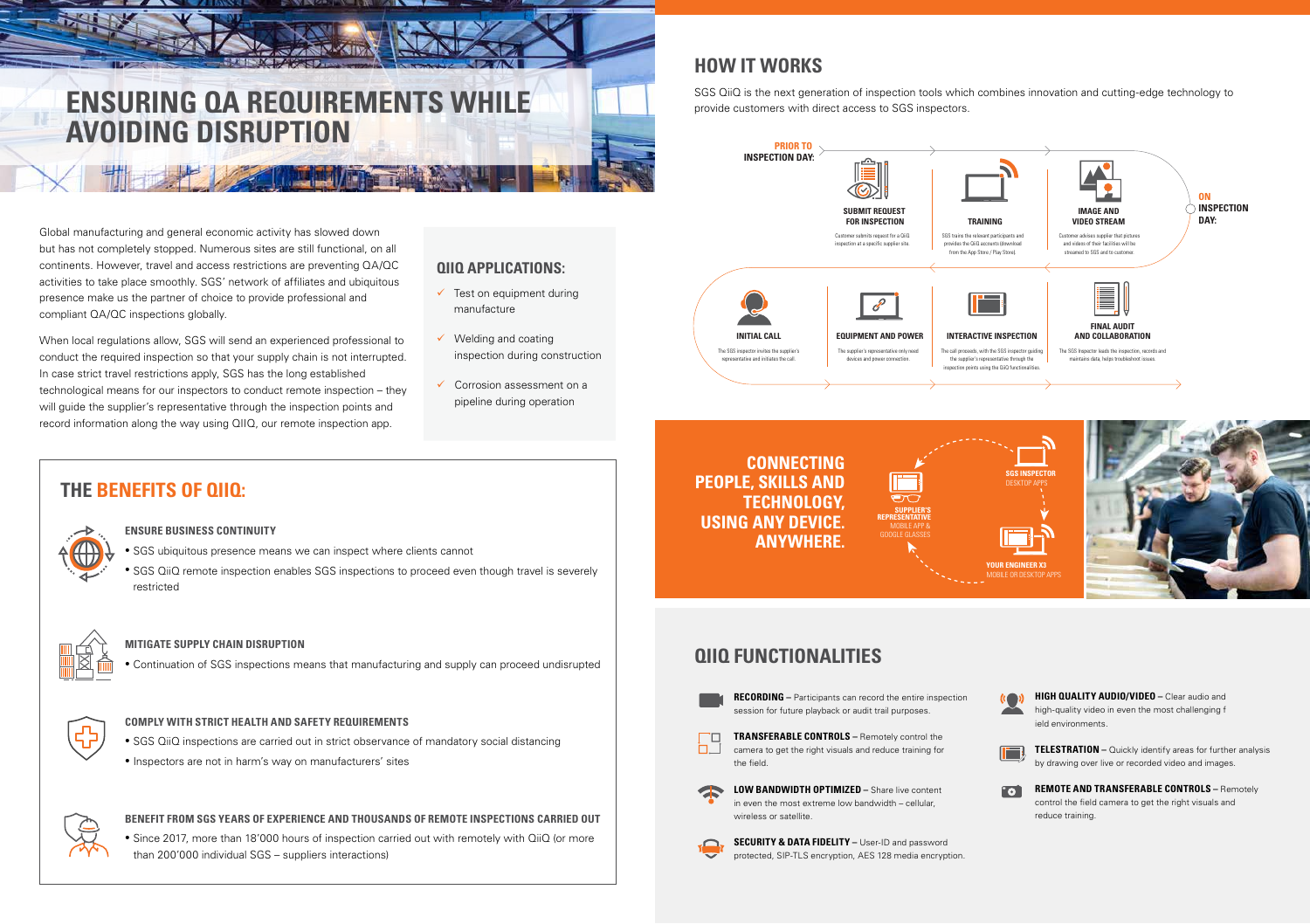# ENSURING QA REQUIREMENTS WHILE AVOIDING DISRUPTION

Global manufacturing and general economic activity has slowed down but has not completely stopped. Numerous sites are still functional, on all continents. However, travel and access restrictions are preventing QA/QC activities to take place smoothly. SGS' network of affiliates and ubiquitous presence make us the partner of choice to provide professional and compliant QA/QC inspections globally.

When local regulations allow, SGS will send an experienced professional to conduct the required inspection so that your supply chain is not interrupted. In case strict travel restrictions apply, SGS has the long established technological means for our inspectors to conduct remote inspection – they will guide the supplier's representative through the inspection points and record information along the way using QIIQ, our remote inspection app.

## QIIQ APPLICATIONS:

- Test on equipment during manufacture
- Welding and coating inspection during construction
- Corrosion assessment on a pipeline during operation

## THE BENEFITS OF QIIQ:

### ENSURE BUSINESS CONTINUITY

- SGS ubiquitous presence means we can inspect where clients cannot
- SGS QiiQ remote inspection enables SGS inspections to proceed even though travel is severely restricted

### MITIGATE SUPPLY CHAIN DISRUPTION

- Continuation of SGS inspections means that manufacturing and supply can proceed undisrupted

### COMPLY WITH STRICT HEALTH AND SAFETY REQUIREMENTS

- SGS QiiQ inspections are carried out in strict observance of mandatory social distancing
- Inspectors are not in harm's way on manufacturers' sites

### BENEFIT FROM SGS YEARS OF EXPERIENCE AND THOUSANDS OF REMOTE INSPECTIONS CARRIED OUT

- Since 2017, more than 18'000 hours of inspection carried out with remotely with QiiQ (or more than 200'000 individual SGS – suppliers interactions)

## HOW IT WORKS

SGS QiiQ is the next generation of inspection tools which combines innovation and cutting-edge technology to provide customers with direct access to SGS inspectors.

**PRIOR TO INSPECTION DAY:**

**SUBMIT REQUEST FOR INSPECTION**
Customer submits request for a QiiQ inspection at a specific supplier site.

**TRAINING**
SGS trains the relevant participants and provides the QiiQ accounts (download from the App Store / Play Store).

**IMAGE AND VIDEO STREAM**
Customer advises supplier that pictures and videos of their facilities will be streamed to SGS and to customer.

**ON INSPECTION DAY:**

**INITIAL CALL**
The SGS inspector invites the supplier's representatives and initiates the call.

**EQUIPMENT AND POWER**
The supplier's representative only need devices and power connection.

**INTERACTIVE INSPECTION**
The call proceeds, with the SGS inspector guiding the supplier's representative through the inspection points using the QiiQ functionalities.

**FINAL AUDIT AND COLLABORATION**
The SGS Inspector leads the inspection, records and maintains data, helps troubleshoot issues.

**CONNECTING PEOPLE, SKILLS AND TECHNOLOGY, USING ANY DEVICE. ANYWHERE.**

- **SGS INSPECTOR** – DESKTOP APPS
- **YOUR ENGINEER X3** – MOBILE OR DESKTOP APPS
- **SUPPLIER'S REPRESENTATIVE** – MOBILE APP & GOOGLE GLASSES

## QIIQ FUNCTIONALITIES

**RECORDING** – Participants can record the entire inspection session for future playback or audit trail purposes.

**TRANSFERABLE CONTROLS** – Remotely control the camera to get the right visuals and reduce training for the field.

**LOW BANDWIDTH OPTIMIZED** – Share live content in even the most extreme low bandwidth – cellular, wireless or satellite.

**SECURITY & DATA FIDELITY** – User-ID and password protected, SIP-TLS encryption, AES 128 media encryption.

**HIGH QUALITY AUDIO/VIDEO** – Clear audio and high-quality video in even the most challenging f ield environments.

**TELESTRATION** – Quickly identify areas for further analysis by drawing over live or recorded video and images.

**REMOTE AND TRANSFERABLE CONTROLS** – Remotely control the field camera to get the right visuals and reduce training.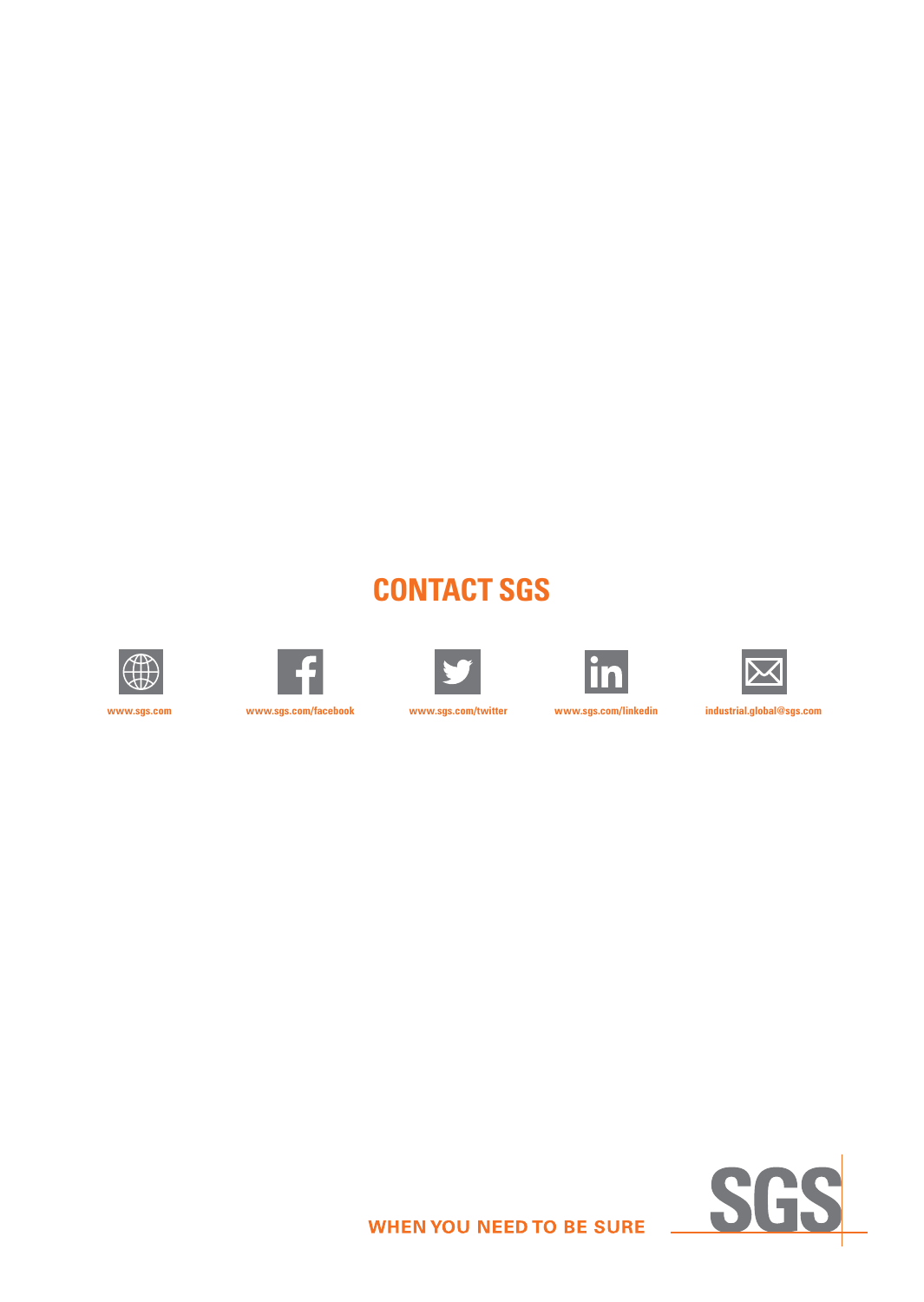## CONTACT SGS

www.sgs.com

www.sgs.com/facebook

www.sgs.com/twitter

www.sgs.com/linkedin

industrial.global@sgs.com

WHEN YOU NEED TO BE SURE

SGS